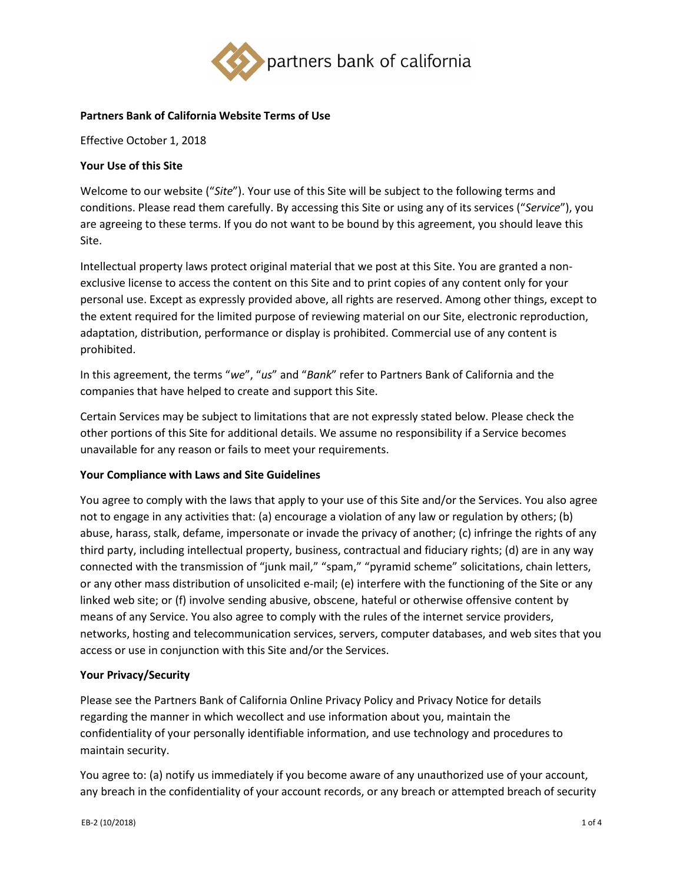partners bank of california

# Partners Bank of California Website Terms of Use

Effective October 1, 2018

## Your Use of this Site

Welcome to our website ("*Site*"). Your use of this Site will be subject to the following terms and conditions. Please read them carefully. By accessing this Site or using any of its services ("*Service*"), you are agreeing to these terms. If you do not want to be bound by this agreement, you should leave this Site.

Intellectual property laws protect original material that we post at this Site. You are granted a non-exclusive license to access the content on this Site and to print copies of any content only for your personal use. Except as expressly provided above, all rights are reserved. Among other things, except to the extent required for the limited purpose of reviewing material on our Site, electronic reproduction, adaptation, distribution, performance or display is prohibited. Commercial use of any content is prohibited.

In this agreement, the terms "*we*", "*us*" and "*Bank*" refer to Partners Bank of California and the companies that have helped to create and support this Site.

Certain Services may be subject to limitations that are not expressly stated below. Please check the other portions of this Site for additional details. We assume no responsibility if a Service becomes unavailable for any reason or fails to meet your requirements.

## Your Compliance with Laws and Site Guidelines

You agree to comply with the laws that apply to your use of this Site and/or the Services. You also agree not to engage in any activities that: (a) encourage a violation of any law or regulation by others; (b) abuse, harass, stalk, defame, impersonate or invade the privacy of another; (c) infringe the rights of any third party, including intellectual property, business, contractual and fiduciary rights; (d) are in any way connected with the transmission of "junk mail," "spam," "pyramid scheme" solicitations, chain letters, or any other mass distribution of unsolicited e-mail; (e) interfere with the functioning of the Site or any linked web site; or (f) involve sending abusive, obscene, hateful or otherwise offensive content by means of any Service. You also agree to comply with the rules of the internet service providers, networks, hosting and telecommunication services, servers, computer databases, and web sites that you access or use in conjunction with this Site and/or the Services.

## Your Privacy/Security

Please see the Partners Bank of California Online Privacy Policy and Privacy Notice for details regarding the manner in which wecollect and use information about you, maintain the confidentiality of your personally identifiable information, and use technology and procedures to maintain security.

You agree to: (a) notify us immediately if you become aware of any unauthorized use of your account, any breach in the confidentiality of your account records, or any breach or attempted breach of security

EB-2 (10/2018)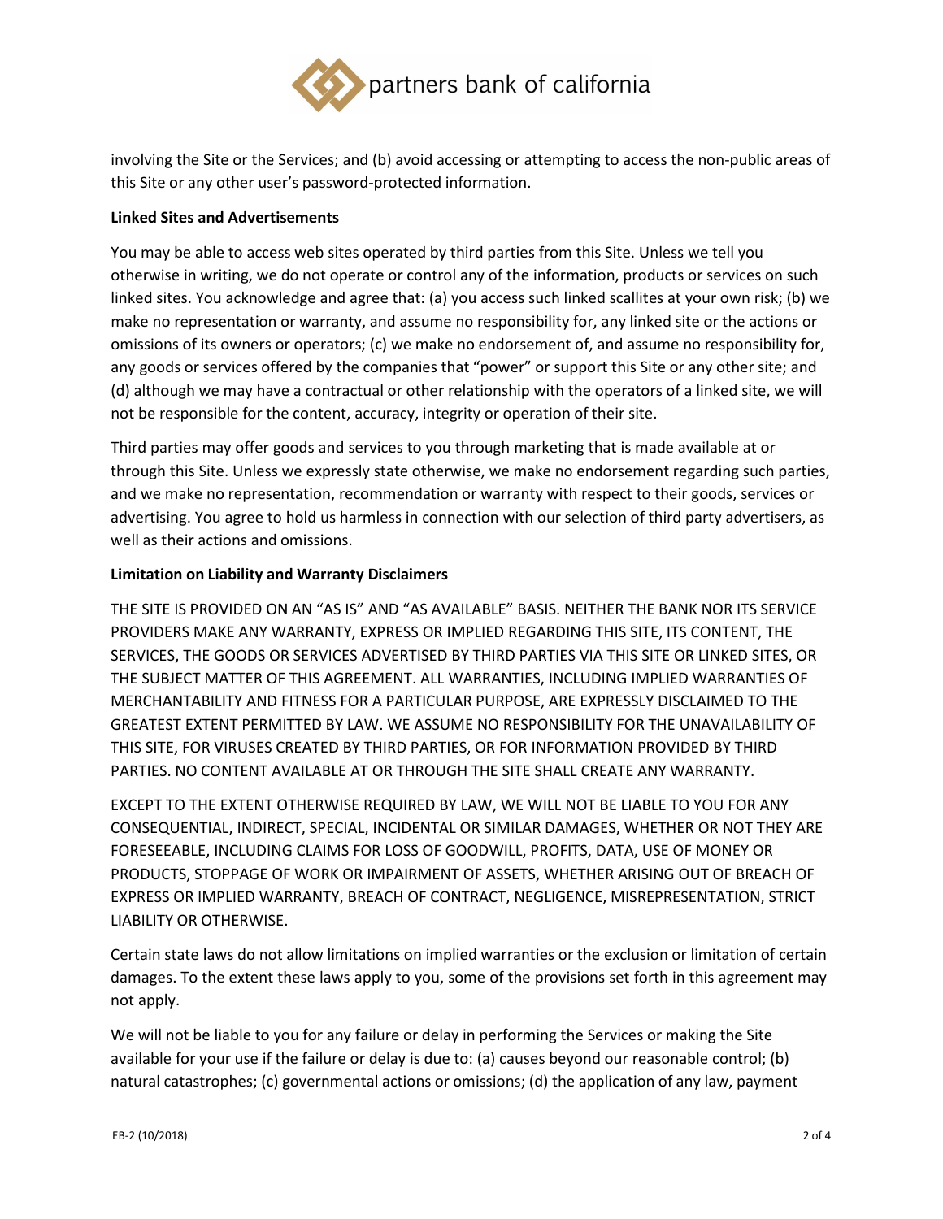involving the Site or the Services; and (b) avoid accessing or attempting to access the non-public areas of this Site or any other user's password-protected information.

**Linked Sites and Advertisements**

You may be able to access web sites operated by third parties from this Site. Unless we tell you otherwise in writing, we do not operate or control any of the information, products or services on such linked sites. You acknowledge and agree that: (a) you access such linked scallites at your own risk; (b) we make no representation or warranty, and assume no responsibility for, any linked site or the actions or omissions of its owners or operators; (c) we make no endorsement of, and assume no responsibility for, any goods or services offered by the companies that "power" or support this Site or any other site; and (d) although we may have a contractual or other relationship with the operators of a linked site, we will not be responsible for the content, accuracy, integrity or operation of their site.

Third parties may offer goods and services to you through marketing that is made available at or through this Site. Unless we expressly state otherwise, we make no endorsement regarding such parties, and we make no representation, recommendation or warranty with respect to their goods, services or advertising. You agree to hold us harmless in connection with our selection of third party advertisers, as well as their actions and omissions.

**Limitation on Liability and Warranty Disclaimers**

THE SITE IS PROVIDED ON AN "AS IS" AND "AS AVAILABLE" BASIS. NEITHER THE BANK NOR ITS SERVICE PROVIDERS MAKE ANY WARRANTY, EXPRESS OR IMPLIED REGARDING THIS SITE, ITS CONTENT, THE SERVICES, THE GOODS OR SERVICES ADVERTISED BY THIRD PARTIES VIA THIS SITE OR LINKED SITES, OR THE SUBJECT MATTER OF THIS AGREEMENT. ALL WARRANTIES, INCLUDING IMPLIED WARRANTIES OF MERCHANTABILITY AND FITNESS FOR A PARTICULAR PURPOSE, ARE EXPRESSLY DISCLAIMED TO THE GREATEST EXTENT PERMITTED BY LAW. WE ASSUME NO RESPONSIBILITY FOR THE UNAVAILABILITY OF THIS SITE, FOR VIRUSES CREATED BY THIRD PARTIES, OR FOR INFORMATION PROVIDED BY THIRD PARTIES. NO CONTENT AVAILABLE AT OR THROUGH THE SITE SHALL CREATE ANY WARRANTY.

EXCEPT TO THE EXTENT OTHERWISE REQUIRED BY LAW, WE WILL NOT BE LIABLE TO YOU FOR ANY CONSEQUENTIAL, INDIRECT, SPECIAL, INCIDENTAL OR SIMILAR DAMAGES, WHETHER OR NOT THEY ARE FORESEEABLE, INCLUDING CLAIMS FOR LOSS OF GOODWILL, PROFITS, DATA, USE OF MONEY OR PRODUCTS, STOPPAGE OF WORK OR IMPAIRMENT OF ASSETS, WHETHER ARISING OUT OF BREACH OF EXPRESS OR IMPLIED WARRANTY, BREACH OF CONTRACT, NEGLIGENCE, MISREPRESENTATION, STRICT LIABILITY OR OTHERWISE.

Certain state laws do not allow limitations on implied warranties or the exclusion or limitation of certain damages. To the extent these laws apply to you, some of the provisions set forth in this agreement may not apply.

We will not be liable to you for any failure or delay in performing the Services or making the Site available for your use if the failure or delay is due to: (a) causes beyond our reasonable control; (b) natural catastrophes; (c) governmental actions or omissions; (d) the application of any law, payment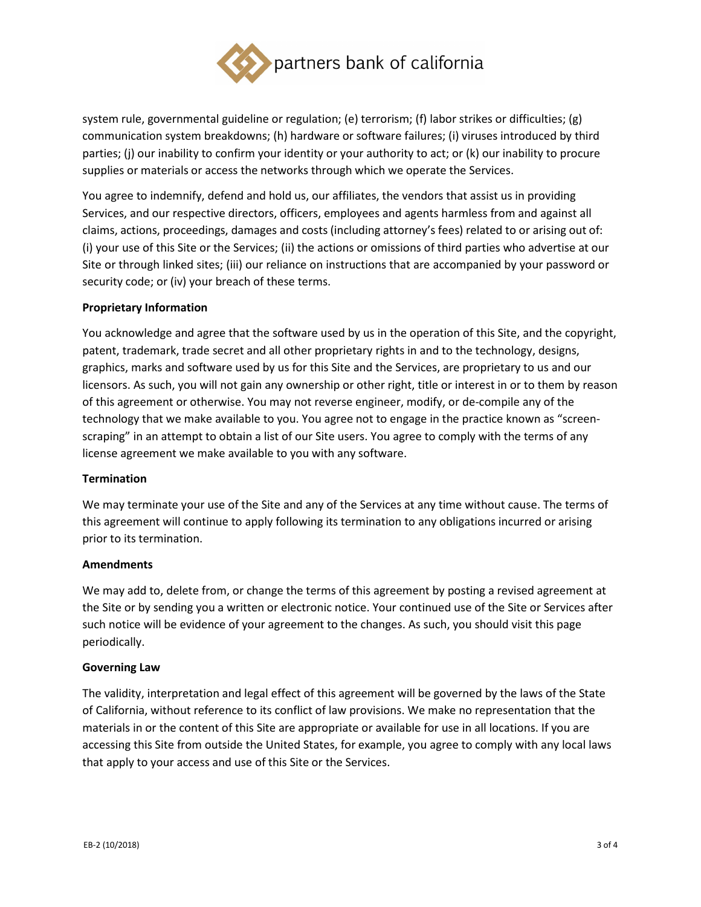system rule, governmental guideline or regulation; (e) terrorism; (f) labor strikes or difficulties; (g) communication system breakdowns; (h) hardware or software failures; (i) viruses introduced by third parties; (j) our inability to confirm your identity or your authority to act; or (k) our inability to procure supplies or materials or access the networks through which we operate the Services.

You agree to indemnify, defend and hold us, our affiliates, the vendors that assist us in providing Services, and our respective directors, officers, employees and agents harmless from and against all claims, actions, proceedings, damages and costs (including attorney's fees) related to or arising out of: (i) your use of this Site or the Services; (ii) the actions or omissions of third parties who advertise at our Site or through linked sites; (iii) our reliance on instructions that are accompanied by your password or security code; or (iv) your breach of these terms.

**Proprietary Information**

You acknowledge and agree that the software used by us in the operation of this Site, and the copyright, patent, trademark, trade secret and all other proprietary rights in and to the technology, designs, graphics, marks and software used by us for this Site and the Services, are proprietary to us and our licensors. As such, you will not gain any ownership or other right, title or interest in or to them by reason of this agreement or otherwise. You may not reverse engineer, modify, or de-compile any of the technology that we make available to you. You agree not to engage in the practice known as "screen-scraping" in an attempt to obtain a list of our Site users. You agree to comply with the terms of any license agreement we make available to you with any software.

**Termination**

We may terminate your use of the Site and any of the Services at any time without cause. The terms of this agreement will continue to apply following its termination to any obligations incurred or arising prior to its termination.

**Amendments**

We may add to, delete from, or change the terms of this agreement by posting a revised agreement at the Site or by sending you a written or electronic notice. Your continued use of the Site or Services after such notice will be evidence of your agreement to the changes. As such, you should visit this page periodically.

**Governing Law**

The validity, interpretation and legal effect of this agreement will be governed by the laws of the State of California, without reference to its conflict of law provisions. We make no representation that the materials in or the content of this Site are appropriate or available for use in all locations. If you are accessing this Site from outside the United States, for example, you agree to comply with any local laws that apply to your access and use of this Site or the Services.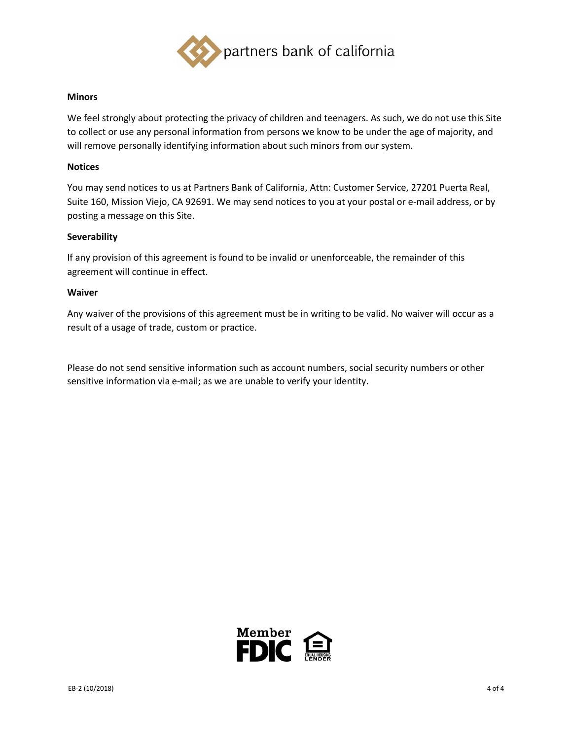**Minors**

We feel strongly about protecting the privacy of children and teenagers. As such, we do not use this Site to collect or use any personal information from persons we know to be under the age of majority, and will remove personally identifying information about such minors from our system.

**Notices**

You may send notices to us at Partners Bank of California, Attn: Customer Service, 27201 Puerta Real, Suite 160, Mission Viejo, CA 92691. We may send notices to you at your postal or e-mail address, or by posting a message on this Site.

**Severability**

If any provision of this agreement is found to be invalid or unenforceable, the remainder of this agreement will continue in effect.

**Waiver**

Any waiver of the provisions of this agreement must be in writing to be valid. No waiver will occur as a result of a usage of trade, custom or practice.

Please do not send sensitive information such as account numbers, social security numbers or other sensitive information via e-mail; as we are unable to verify your identity.

Member FDIC

EQUAL HOUSING LENDER

EB-2 (10/2018)